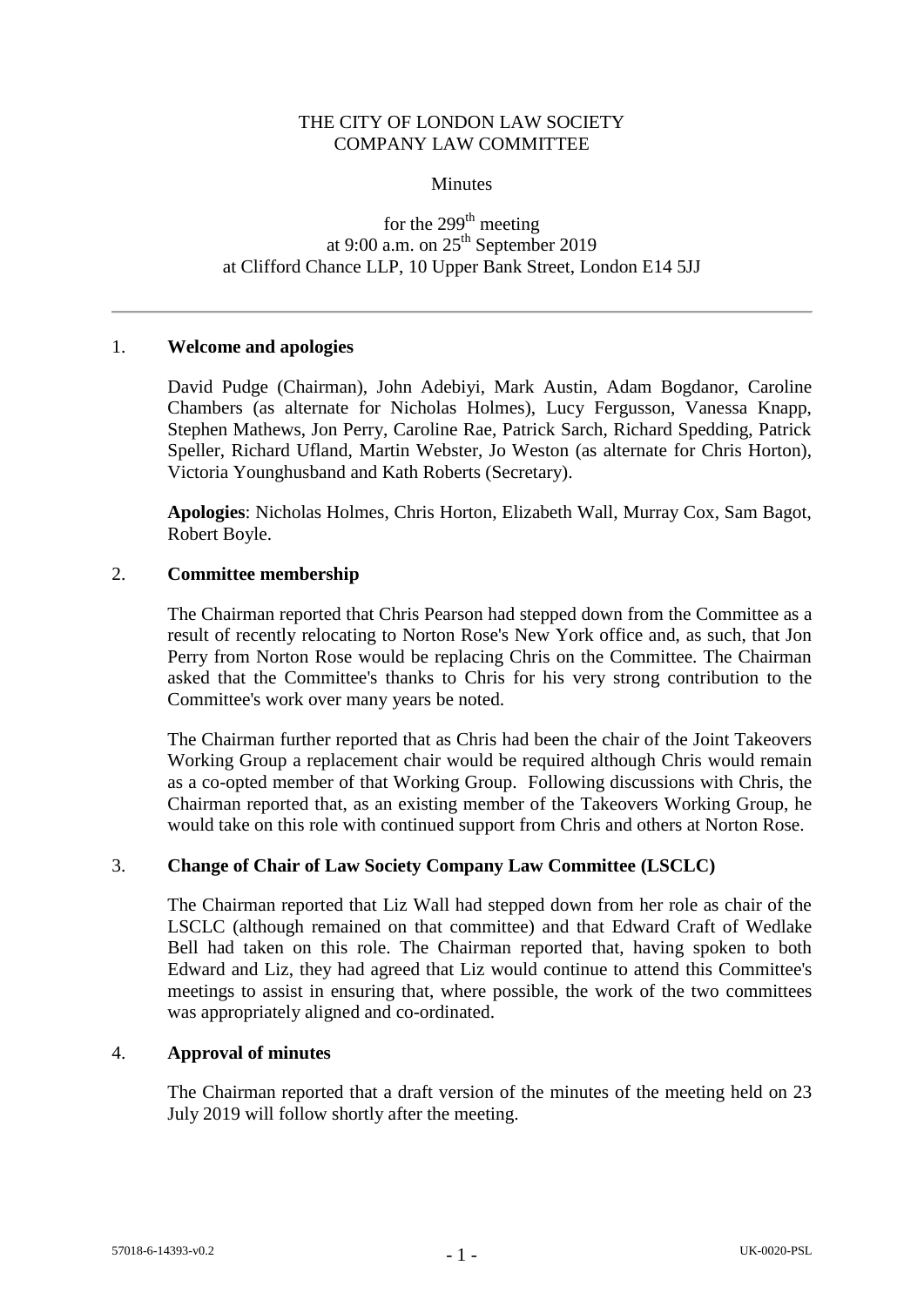THE CITY OF LONDON LAW SOCIETY
COMPANY LAW COMMITTEE

Minutes

for the 299th meeting
at 9:00 a.m. on 25th September 2019
at Clifford Chance LLP, 10 Upper Bank Street, London E14 5JJ

---

## 1. Welcome and apologies

David Pudge (Chairman), John Adebiyi, Mark Austin, Adam Bogdanor, Caroline Chambers (as alternate for Nicholas Holmes), Lucy Fergusson, Vanessa Knapp, Stephen Mathews, Jon Perry, Caroline Rae, Patrick Sarch, Richard Spedding, Patrick Speller, Richard Ufland, Martin Webster, Jo Weston (as alternate for Chris Horton), Victoria Younghusband and Kath Roberts (Secretary).

**Apologies**: Nicholas Holmes, Chris Horton, Elizabeth Wall, Murray Cox, Sam Bagot, Robert Boyle.

## 2. Committee membership

The Chairman reported that Chris Pearson had stepped down from the Committee as a result of recently relocating to Norton Rose's New York office and, as such, that Jon Perry from Norton Rose would be replacing Chris on the Committee. The Chairman asked that the Committee's thanks to Chris for his very strong contribution to the Committee's work over many years be noted.

The Chairman further reported that as Chris had been the chair of the Joint Takeovers Working Group a replacement chair would be required although Chris would remain as a co-opted member of that Working Group. Following discussions with Chris, the Chairman reported that, as an existing member of the Takeovers Working Group, he would take on this role with continued support from Chris and others at Norton Rose.

## 3. Change of Chair of Law Society Company Law Committee (LSCLC)

The Chairman reported that Liz Wall had stepped down from her role as chair of the LSCLC (although remained on that committee) and that Edward Craft of Wedlake Bell had taken on this role. The Chairman reported that, having spoken to both Edward and Liz, they had agreed that Liz would continue to attend this Committee's meetings to assist in ensuring that, where possible, the work of the two committees was appropriately aligned and co-ordinated.

## 4. Approval of minutes

The Chairman reported that a draft version of the minutes of the meeting held on 23 July 2019 will follow shortly after the meeting.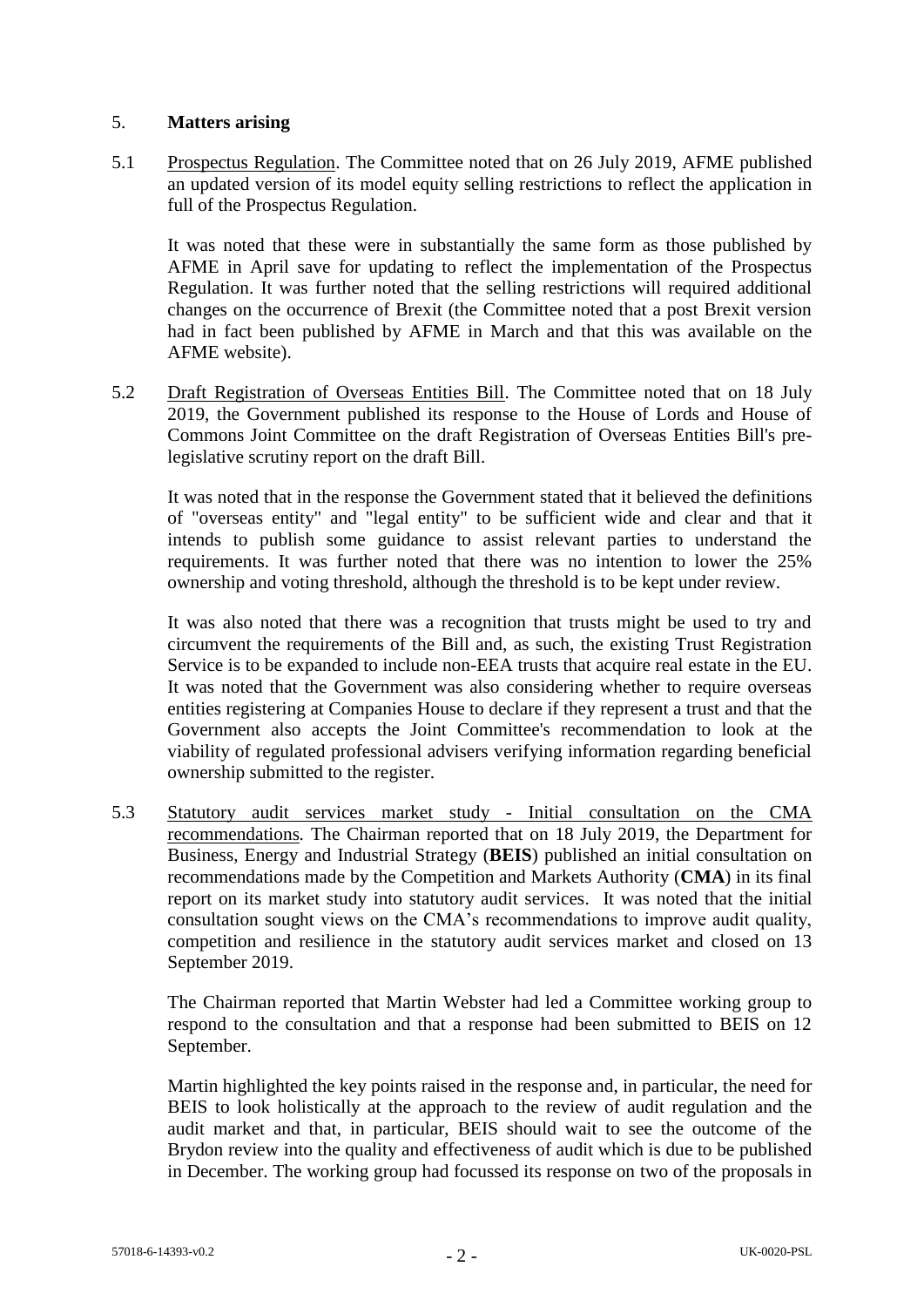5. **Matters arising**

5.1 Prospectus Regulation. The Committee noted that on 26 July 2019, AFME published an updated version of its model equity selling restrictions to reflect the application in full of the Prospectus Regulation.

It was noted that these were in substantially the same form as those published by AFME in April save for updating to reflect the implementation of the Prospectus Regulation. It was further noted that the selling restrictions will required additional changes on the occurrence of Brexit (the Committee noted that a post Brexit version had in fact been published by AFME in March and that this was available on the AFME website).

5.2 Draft Registration of Overseas Entities Bill. The Committee noted that on 18 July 2019, the Government published its response to the House of Lords and House of Commons Joint Committee on the draft Registration of Overseas Entities Bill's pre-legislative scrutiny report on the draft Bill.

It was noted that in the response the Government stated that it believed the definitions of "overseas entity" and "legal entity" to be sufficient wide and clear and that it intends to publish some guidance to assist relevant parties to understand the requirements. It was further noted that there was no intention to lower the 25% ownership and voting threshold, although the threshold is to be kept under review.

It was also noted that there was a recognition that trusts might be used to try and circumvent the requirements of the Bill and, as such, the existing Trust Registration Service is to be expanded to include non-EEA trusts that acquire real estate in the EU. It was noted that the Government was also considering whether to require overseas entities registering at Companies House to declare if they represent a trust and that the Government also accepts the Joint Committee's recommendation to look at the viability of regulated professional advisers verifying information regarding beneficial ownership submitted to the register.

5.3 Statutory audit services market study - Initial consultation on the CMA recommendations. The Chairman reported that on 18 July 2019, the Department for Business, Energy and Industrial Strategy (**BEIS**) published an initial consultation on recommendations made by the Competition and Markets Authority (**CMA**) in its final report on its market study into statutory audit services. It was noted that the initial consultation sought views on the CMA's recommendations to improve audit quality, competition and resilience in the statutory audit services market and closed on 13 September 2019.

The Chairman reported that Martin Webster had led a Committee working group to respond to the consultation and that a response had been submitted to BEIS on 12 September.

Martin highlighted the key points raised in the response and, in particular, the need for BEIS to look holistically at the approach to the review of audit regulation and the audit market and that, in particular, BEIS should wait to see the outcome of the Brydon review into the quality and effectiveness of audit which is due to be published in December. The working group had focussed its response on two of the proposals in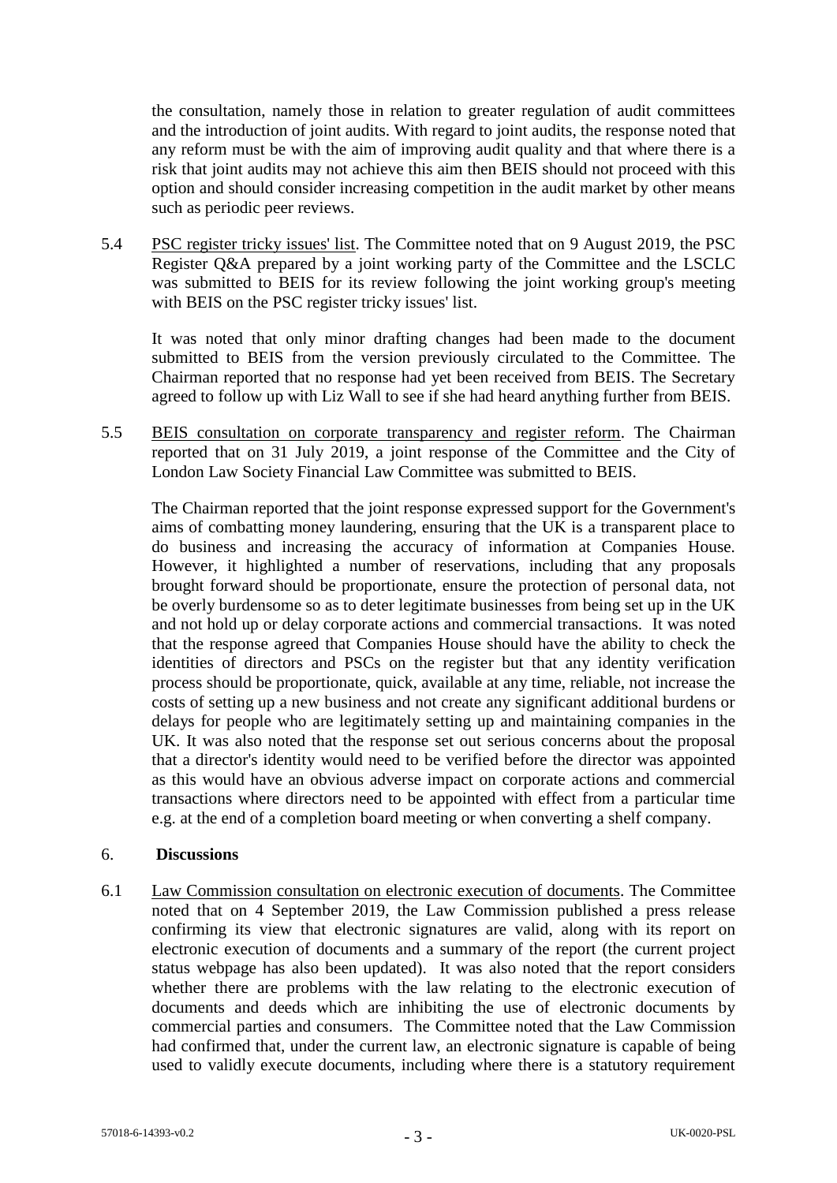the consultation, namely those in relation to greater regulation of audit committees and the introduction of joint audits. With regard to joint audits, the response noted that any reform must be with the aim of improving audit quality and that where there is a risk that joint audits may not achieve this aim then BEIS should not proceed with this option and should consider increasing competition in the audit market by other means such as periodic peer reviews.

5.4 PSC register tricky issues' list. The Committee noted that on 9 August 2019, the PSC Register Q&A prepared by a joint working party of the Committee and the LSCLC was submitted to BEIS for its review following the joint working group's meeting with BEIS on the PSC register tricky issues' list.

It was noted that only minor drafting changes had been made to the document submitted to BEIS from the version previously circulated to the Committee. The Chairman reported that no response had yet been received from BEIS. The Secretary agreed to follow up with Liz Wall to see if she had heard anything further from BEIS.

5.5 BEIS consultation on corporate transparency and register reform. The Chairman reported that on 31 July 2019, a joint response of the Committee and the City of London Law Society Financial Law Committee was submitted to BEIS.

The Chairman reported that the joint response expressed support for the Government's aims of combatting money laundering, ensuring that the UK is a transparent place to do business and increasing the accuracy of information at Companies House. However, it highlighted a number of reservations, including that any proposals brought forward should be proportionate, ensure the protection of personal data, not be overly burdensome so as to deter legitimate businesses from being set up in the UK and not hold up or delay corporate actions and commercial transactions. It was noted that the response agreed that Companies House should have the ability to check the identities of directors and PSCs on the register but that any identity verification process should be proportionate, quick, available at any time, reliable, not increase the costs of setting up a new business and not create any significant additional burdens or delays for people who are legitimately setting up and maintaining companies in the UK. It was also noted that the response set out serious concerns about the proposal that a director's identity would need to be verified before the director was appointed as this would have an obvious adverse impact on corporate actions and commercial transactions where directors need to be appointed with effect from a particular time e.g. at the end of a completion board meeting or when converting a shelf company.

## 6. Discussions

6.1 Law Commission consultation on electronic execution of documents. The Committee noted that on 4 September 2019, the Law Commission published a press release confirming its view that electronic signatures are valid, along with its report on electronic execution of documents and a summary of the report (the current project status webpage has also been updated). It was also noted that the report considers whether there are problems with the law relating to the electronic execution of documents and deeds which are inhibiting the use of electronic documents by commercial parties and consumers. The Committee noted that the Law Commission had confirmed that, under the current law, an electronic signature is capable of being used to validly execute documents, including where there is a statutory requirement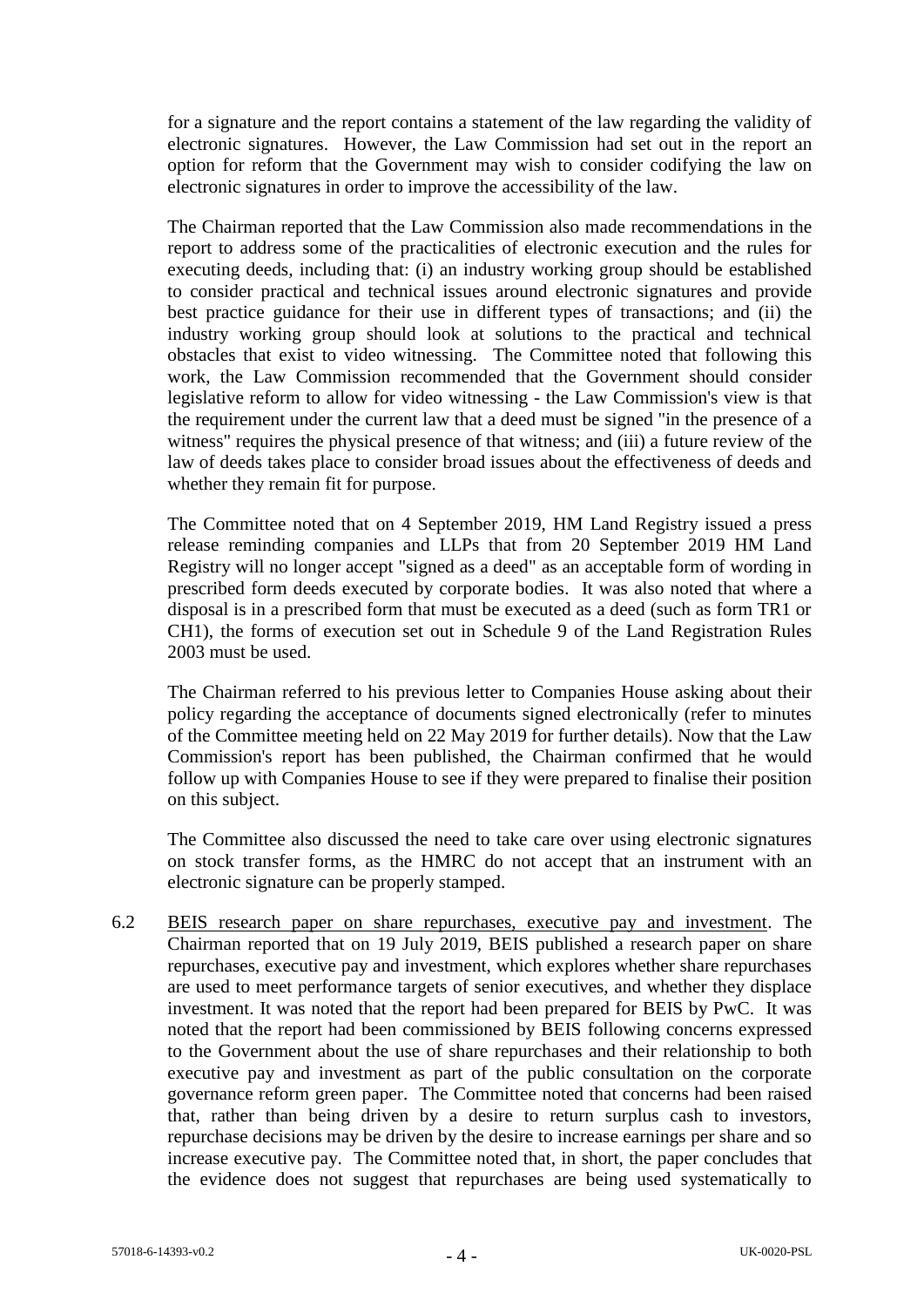for a signature and the report contains a statement of the law regarding the validity of electronic signatures. However, the Law Commission had set out in the report an option for reform that the Government may wish to consider codifying the law on electronic signatures in order to improve the accessibility of the law.

The Chairman reported that the Law Commission also made recommendations in the report to address some of the practicalities of electronic execution and the rules for executing deeds, including that: (i) an industry working group should be established to consider practical and technical issues around electronic signatures and provide best practice guidance for their use in different types of transactions; and (ii) the industry working group should look at solutions to the practical and technical obstacles that exist to video witnessing. The Committee noted that following this work, the Law Commission recommended that the Government should consider legislative reform to allow for video witnessing - the Law Commission's view is that the requirement under the current law that a deed must be signed "in the presence of a witness" requires the physical presence of that witness; and (iii) a future review of the law of deeds takes place to consider broad issues about the effectiveness of deeds and whether they remain fit for purpose.

The Committee noted that on 4 September 2019, HM Land Registry issued a press release reminding companies and LLPs that from 20 September 2019 HM Land Registry will no longer accept "signed as a deed" as an acceptable form of wording in prescribed form deeds executed by corporate bodies. It was also noted that where a disposal is in a prescribed form that must be executed as a deed (such as form TR1 or CH1), the forms of execution set out in Schedule 9 of the Land Registration Rules 2003 must be used.

The Chairman referred to his previous letter to Companies House asking about their policy regarding the acceptance of documents signed electronically (refer to minutes of the Committee meeting held on 22 May 2019 for further details). Now that the Law Commission's report has been published, the Chairman confirmed that he would follow up with Companies House to see if they were prepared to finalise their position on this subject.

The Committee also discussed the need to take care over using electronic signatures on stock transfer forms, as the HMRC do not accept that an instrument with an electronic signature can be properly stamped.

6.2 BEIS research paper on share repurchases, executive pay and investment. The Chairman reported that on 19 July 2019, BEIS published a research paper on share repurchases, executive pay and investment, which explores whether share repurchases are used to meet performance targets of senior executives, and whether they displace investment. It was noted that the report had been prepared for BEIS by PwC. It was noted that the report had been commissioned by BEIS following concerns expressed to the Government about the use of share repurchases and their relationship to both executive pay and investment as part of the public consultation on the corporate governance reform green paper. The Committee noted that concerns had been raised that, rather than being driven by a desire to return surplus cash to investors, repurchase decisions may be driven by the desire to increase earnings per share and so increase executive pay. The Committee noted that, in short, the paper concludes that the evidence does not suggest that repurchases are being used systematically to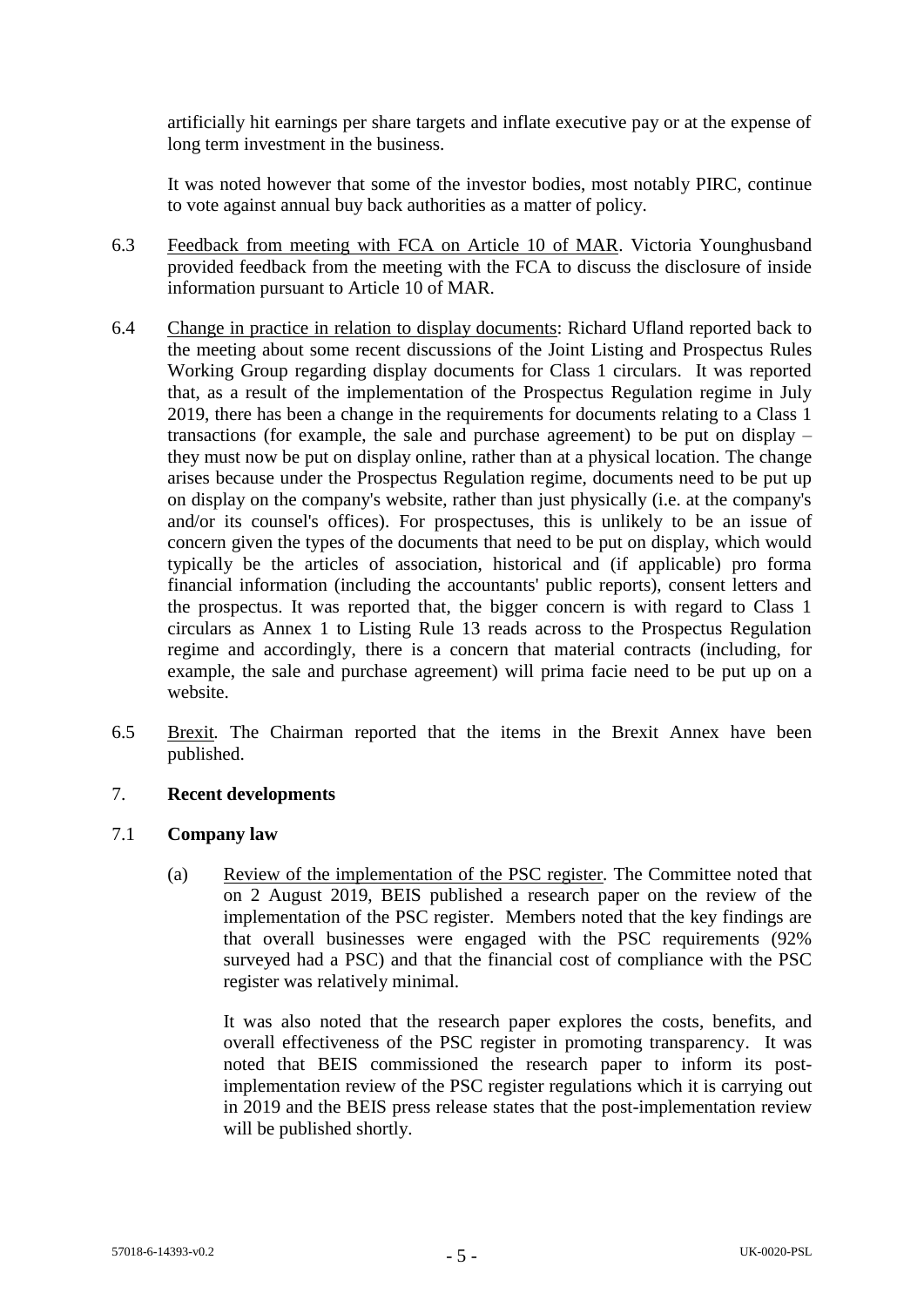artificially hit earnings per share targets and inflate executive pay or at the expense of long term investment in the business.

It was noted however that some of the investor bodies, most notably PIRC, continue to vote against annual buy back authorities as a matter of policy.

6.3 Feedback from meeting with FCA on Article 10 of MAR. Victoria Younghusband provided feedback from the meeting with the FCA to discuss the disclosure of inside information pursuant to Article 10 of MAR.

6.4 Change in practice in relation to display documents: Richard Ufland reported back to the meeting about some recent discussions of the Joint Listing and Prospectus Rules Working Group regarding display documents for Class 1 circulars. It was reported that, as a result of the implementation of the Prospectus Regulation regime in July 2019, there has been a change in the requirements for documents relating to a Class 1 transactions (for example, the sale and purchase agreement) to be put on display – they must now be put on display online, rather than at a physical location. The change arises because under the Prospectus Regulation regime, documents need to be put up on display on the company's website, rather than just physically (i.e. at the company's and/or its counsel's offices). For prospectuses, this is unlikely to be an issue of concern given the types of the documents that need to be put on display, which would typically be the articles of association, historical and (if applicable) pro forma financial information (including the accountants' public reports), consent letters and the prospectus. It was reported that, the bigger concern is with regard to Class 1 circulars as Annex 1 to Listing Rule 13 reads across to the Prospectus Regulation regime and accordingly, there is a concern that material contracts (including, for example, the sale and purchase agreement) will prima facie need to be put up on a website.

6.5 Brexit. The Chairman reported that the items in the Brexit Annex have been published.

## 7. Recent developments

### 7.1 Company law

(a) Review of the implementation of the PSC register. The Committee noted that on 2 August 2019, BEIS published a research paper on the review of the implementation of the PSC register. Members noted that the key findings are that overall businesses were engaged with the PSC requirements (92% surveyed had a PSC) and that the financial cost of compliance with the PSC register was relatively minimal.

It was also noted that the research paper explores the costs, benefits, and overall effectiveness of the PSC register in promoting transparency. It was noted that BEIS commissioned the research paper to inform its post-implementation review of the PSC register regulations which it is carrying out in 2019 and the BEIS press release states that the post-implementation review will be published shortly.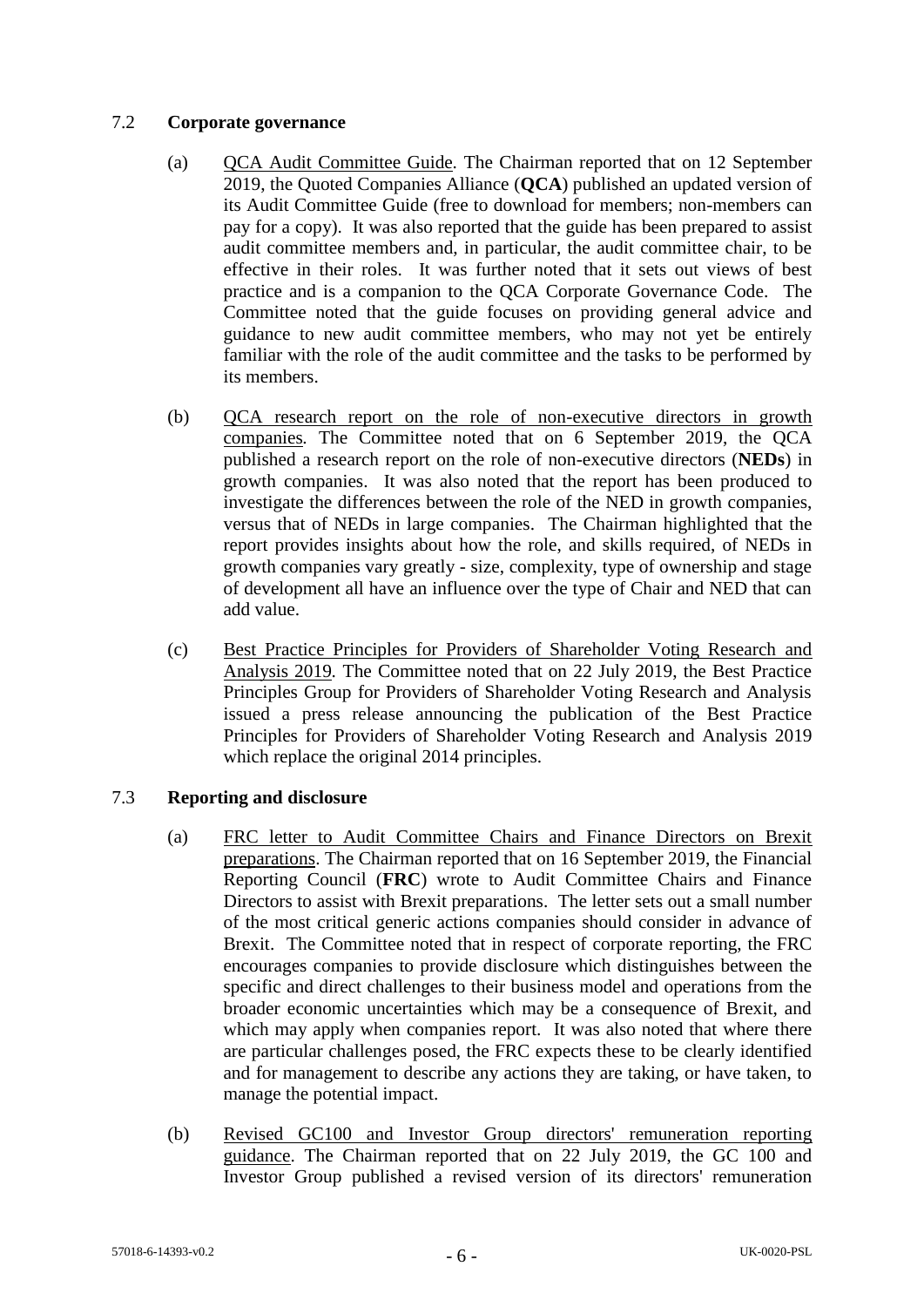## 7.2 **Corporate governance**

(a) QCA Audit Committee Guide. The Chairman reported that on 12 September 2019, the Quoted Companies Alliance (**QCA**) published an updated version of its Audit Committee Guide (free to download for members; non-members can pay for a copy). It was also reported that the guide has been prepared to assist audit committee members and, in particular, the audit committee chair, to be effective in their roles. It was further noted that it sets out views of best practice and is a companion to the QCA Corporate Governance Code. The Committee noted that the guide focuses on providing general advice and guidance to new audit committee members, who may not yet be entirely familiar with the role of the audit committee and the tasks to be performed by its members.

(b) QCA research report on the role of non-executive directors in growth companies. The Committee noted that on 6 September 2019, the QCA published a research report on the role of non-executive directors (**NEDs**) in growth companies. It was also noted that the report has been produced to investigate the differences between the role of the NED in growth companies, versus that of NEDs in large companies. The Chairman highlighted that the report provides insights about how the role, and skills required, of NEDs in growth companies vary greatly - size, complexity, type of ownership and stage of development all have an influence over the type of Chair and NED that can add value.

(c) Best Practice Principles for Providers of Shareholder Voting Research and Analysis 2019. The Committee noted that on 22 July 2019, the Best Practice Principles Group for Providers of Shareholder Voting Research and Analysis issued a press release announcing the publication of the Best Practice Principles for Providers of Shareholder Voting Research and Analysis 2019 which replace the original 2014 principles.

## 7.3 **Reporting and disclosure**

(a) FRC letter to Audit Committee Chairs and Finance Directors on Brexit preparations. The Chairman reported that on 16 September 2019, the Financial Reporting Council (**FRC**) wrote to Audit Committee Chairs and Finance Directors to assist with Brexit preparations. The letter sets out a small number of the most critical generic actions companies should consider in advance of Brexit. The Committee noted that in respect of corporate reporting, the FRC encourages companies to provide disclosure which distinguishes between the specific and direct challenges to their business model and operations from the broader economic uncertainties which may be a consequence of Brexit, and which may apply when companies report. It was also noted that where there are particular challenges posed, the FRC expects these to be clearly identified and for management to describe any actions they are taking, or have taken, to manage the potential impact.

(b) Revised GC100 and Investor Group directors' remuneration reporting guidance. The Chairman reported that on 22 July 2019, the GC 100 and Investor Group published a revised version of its directors' remuneration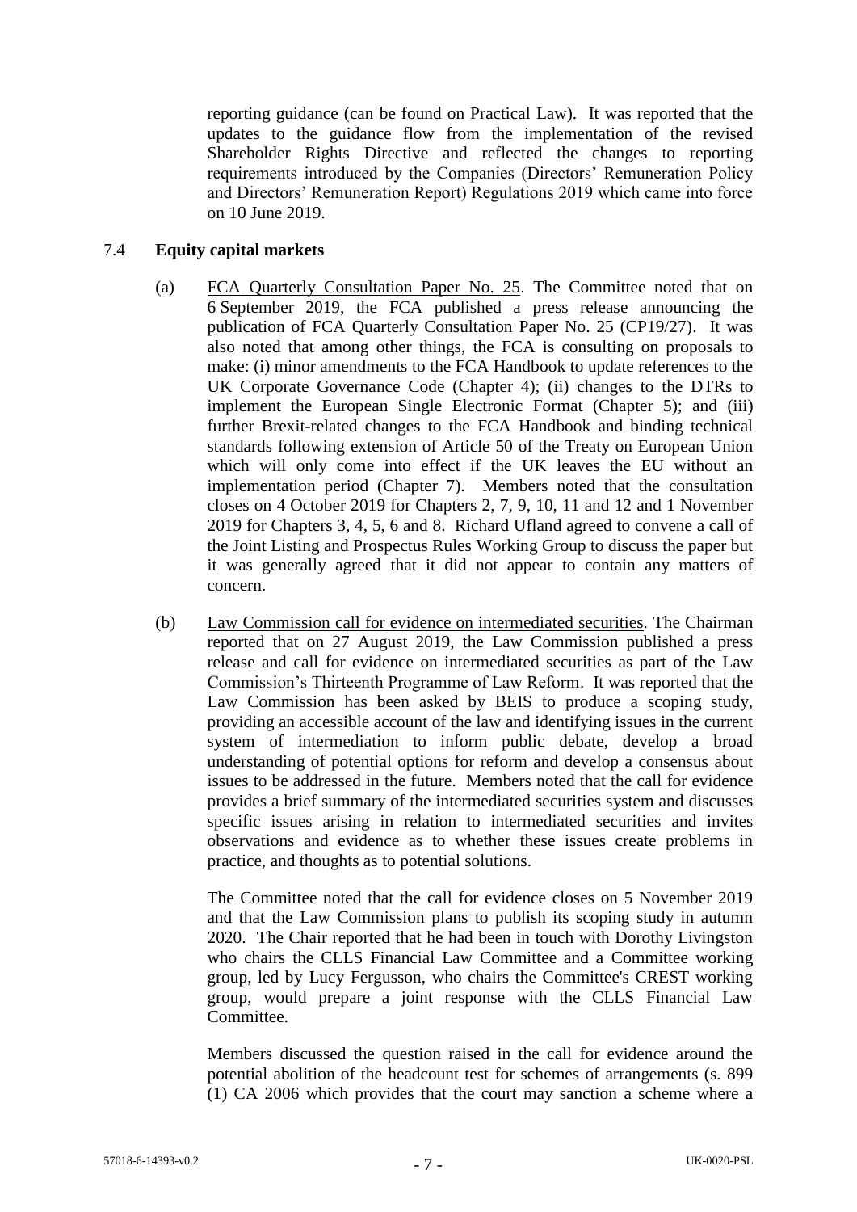reporting guidance (can be found on Practical Law). It was reported that the updates to the guidance flow from the implementation of the revised Shareholder Rights Directive and reflected the changes to reporting requirements introduced by the Companies (Directors' Remuneration Policy and Directors' Remuneration Report) Regulations 2019 which came into force on 10 June 2019.

7.4 **Equity capital markets**

(a) FCA Quarterly Consultation Paper No. 25. The Committee noted that on 6 September 2019, the FCA published a press release announcing the publication of FCA Quarterly Consultation Paper No. 25 (CP19/27). It was also noted that among other things, the FCA is consulting on proposals to make: (i) minor amendments to the FCA Handbook to update references to the UK Corporate Governance Code (Chapter 4); (ii) changes to the DTRs to implement the European Single Electronic Format (Chapter 5); and (iii) further Brexit-related changes to the FCA Handbook and binding technical standards following extension of Article 50 of the Treaty on European Union which will only come into effect if the UK leaves the EU without an implementation period (Chapter 7). Members noted that the consultation closes on 4 October 2019 for Chapters 2, 7, 9, 10, 11 and 12 and 1 November 2019 for Chapters 3, 4, 5, 6 and 8. Richard Ufland agreed to convene a call of the Joint Listing and Prospectus Rules Working Group to discuss the paper but it was generally agreed that it did not appear to contain any matters of concern.

(b) Law Commission call for evidence on intermediated securities. The Chairman reported that on 27 August 2019, the Law Commission published a press release and call for evidence on intermediated securities as part of the Law Commission's Thirteenth Programme of Law Reform. It was reported that the Law Commission has been asked by BEIS to produce a scoping study, providing an accessible account of the law and identifying issues in the current system of intermediation to inform public debate, develop a broad understanding of potential options for reform and develop a consensus about issues to be addressed in the future. Members noted that the call for evidence provides a brief summary of the intermediated securities system and discusses specific issues arising in relation to intermediated securities and invites observations and evidence as to whether these issues create problems in practice, and thoughts as to potential solutions.

The Committee noted that the call for evidence closes on 5 November 2019 and that the Law Commission plans to publish its scoping study in autumn 2020. The Chair reported that he had been in touch with Dorothy Livingston who chairs the CLLS Financial Law Committee and a Committee working group, led by Lucy Fergusson, who chairs the Committee's CREST working group, would prepare a joint response with the CLLS Financial Law Committee.

Members discussed the question raised in the call for evidence around the potential abolition of the headcount test for schemes of arrangements (s. 899 (1) CA 2006 which provides that the court may sanction a scheme where a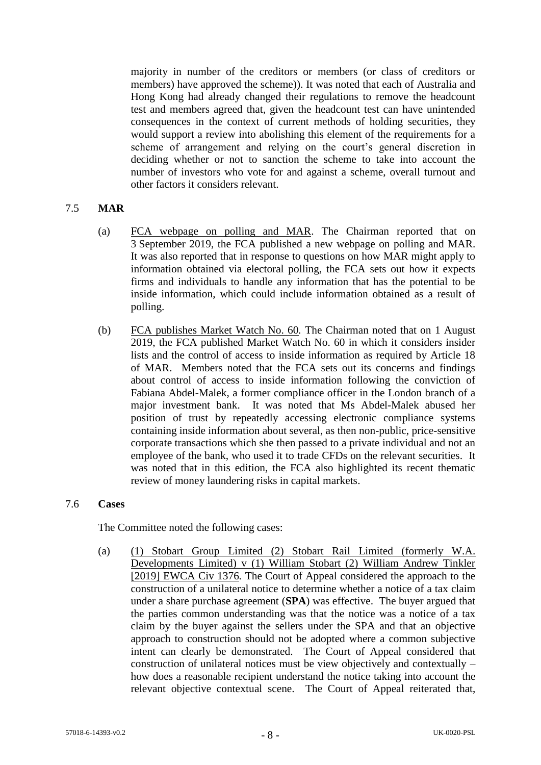majority in number of the creditors or members (or class of creditors or members) have approved the scheme)). It was noted that each of Australia and Hong Kong had already changed their regulations to remove the headcount test and members agreed that, given the headcount test can have unintended consequences in the context of current methods of holding securities, they would support a review into abolishing this element of the requirements for a scheme of arrangement and relying on the court's general discretion in deciding whether or not to sanction the scheme to take into account the number of investors who vote for and against a scheme, overall turnout and other factors it considers relevant.

## 7.5 **MAR**

(a) FCA webpage on polling and MAR. The Chairman reported that on 3 September 2019, the FCA published a new webpage on polling and MAR. It was also reported that in response to questions on how MAR might apply to information obtained via electoral polling, the FCA sets out how it expects firms and individuals to handle any information that has the potential to be inside information, which could include information obtained as a result of polling.

(b) FCA publishes Market Watch No. 60*.* The Chairman noted that on 1 August 2019, the FCA published Market Watch No. 60 in which it considers insider lists and the control of access to inside information as required by Article 18 of MAR. Members noted that the FCA sets out its concerns and findings about control of access to inside information following the conviction of Fabiana Abdel-Malek, a former compliance officer in the London branch of a major investment bank. It was noted that Ms Abdel-Malek abused her position of trust by repeatedly accessing electronic compliance systems containing inside information about several, as then non-public, price-sensitive corporate transactions which she then passed to a private individual and not an employee of the bank, who used it to trade CFDs on the relevant securities. It was noted that in this edition, the FCA also highlighted its recent thematic review of money laundering risks in capital markets.

## 7.6 **Cases**

The Committee noted the following cases:

(a) (1) Stobart Group Limited (2) Stobart Rail Limited (formerly W.A. Developments Limited) v (1) William Stobart (2) William Andrew Tinkler [2019] EWCA Civ 1376*.* The Court of Appeal considered the approach to the construction of a unilateral notice to determine whether a notice of a tax claim under a share purchase agreement (**SPA**) was effective. The buyer argued that the parties common understanding was that the notice was a notice of a tax claim by the buyer against the sellers under the SPA and that an objective approach to construction should not be adopted where a common subjective intent can clearly be demonstrated. The Court of Appeal considered that construction of unilateral notices must be view objectively and contextually – how does a reasonable recipient understand the notice taking into account the relevant objective contextual scene. The Court of Appeal reiterated that,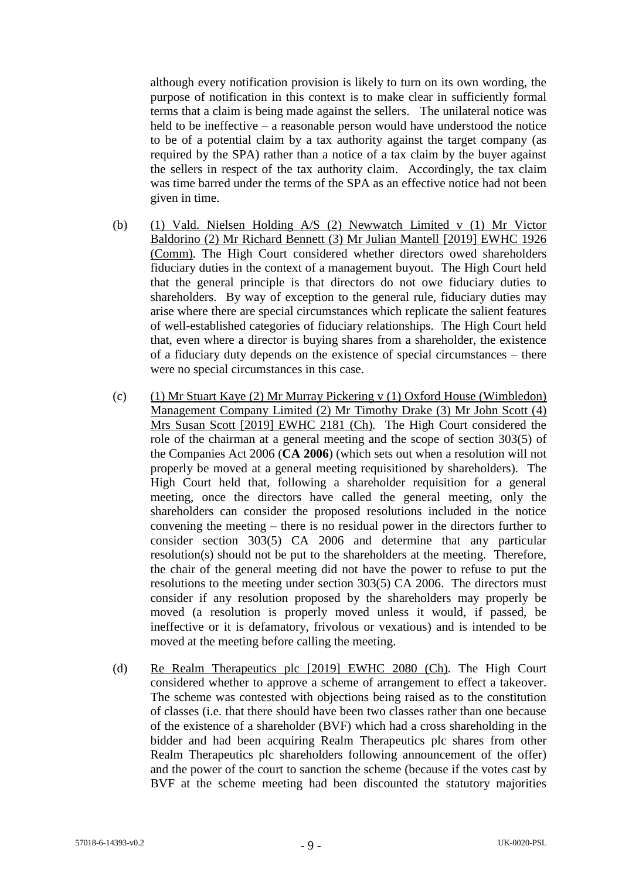although every notification provision is likely to turn on its own wording, the purpose of notification in this context is to make clear in sufficiently formal terms that a claim is being made against the sellers. The unilateral notice was held to be ineffective – a reasonable person would have understood the notice to be of a potential claim by a tax authority against the target company (as required by the SPA) rather than a notice of a tax claim by the buyer against the sellers in respect of the tax authority claim. Accordingly, the tax claim was time barred under the terms of the SPA as an effective notice had not been given in time.

(b) (1) Vald. Nielsen Holding A/S (2) Newwatch Limited v (1) Mr Victor Baldorino (2) Mr Richard Bennett (3) Mr Julian Mantell [2019] EWHC 1926 (Comm). The High Court considered whether directors owed shareholders fiduciary duties in the context of a management buyout. The High Court held that the general principle is that directors do not owe fiduciary duties to shareholders. By way of exception to the general rule, fiduciary duties may arise where there are special circumstances which replicate the salient features of well-established categories of fiduciary relationships. The High Court held that, even where a director is buying shares from a shareholder, the existence of a fiduciary duty depends on the existence of special circumstances – there were no special circumstances in this case.

(c) (1) Mr Stuart Kaye (2) Mr Murray Pickering v (1) Oxford House (Wimbledon) Management Company Limited (2) Mr Timothy Drake (3) Mr John Scott (4) Mrs Susan Scott [2019] EWHC 2181 (Ch). The High Court considered the role of the chairman at a general meeting and the scope of section 303(5) of the Companies Act 2006 (**CA 2006**) (which sets out when a resolution will not properly be moved at a general meeting requisitioned by shareholders). The High Court held that, following a shareholder requisition for a general meeting, once the directors have called the general meeting, only the shareholders can consider the proposed resolutions included in the notice convening the meeting – there is no residual power in the directors further to consider section 303(5) CA 2006 and determine that any particular resolution(s) should not be put to the shareholders at the meeting. Therefore, the chair of the general meeting did not have the power to refuse to put the resolutions to the meeting under section 303(5) CA 2006. The directors must consider if any resolution proposed by the shareholders may properly be moved (a resolution is properly moved unless it would, if passed, be ineffective or it is defamatory, frivolous or vexatious) and is intended to be moved at the meeting before calling the meeting.

(d) Re Realm Therapeutics plc [2019] EWHC 2080 (Ch). The High Court considered whether to approve a scheme of arrangement to effect a takeover. The scheme was contested with objections being raised as to the constitution of classes (i.e. that there should have been two classes rather than one because of the existence of a shareholder (BVF) which had a cross shareholding in the bidder and had been acquiring Realm Therapeutics plc shares from other Realm Therapeutics plc shareholders following announcement of the offer) and the power of the court to sanction the scheme (because if the votes cast by BVF at the scheme meeting had been discounted the statutory majorities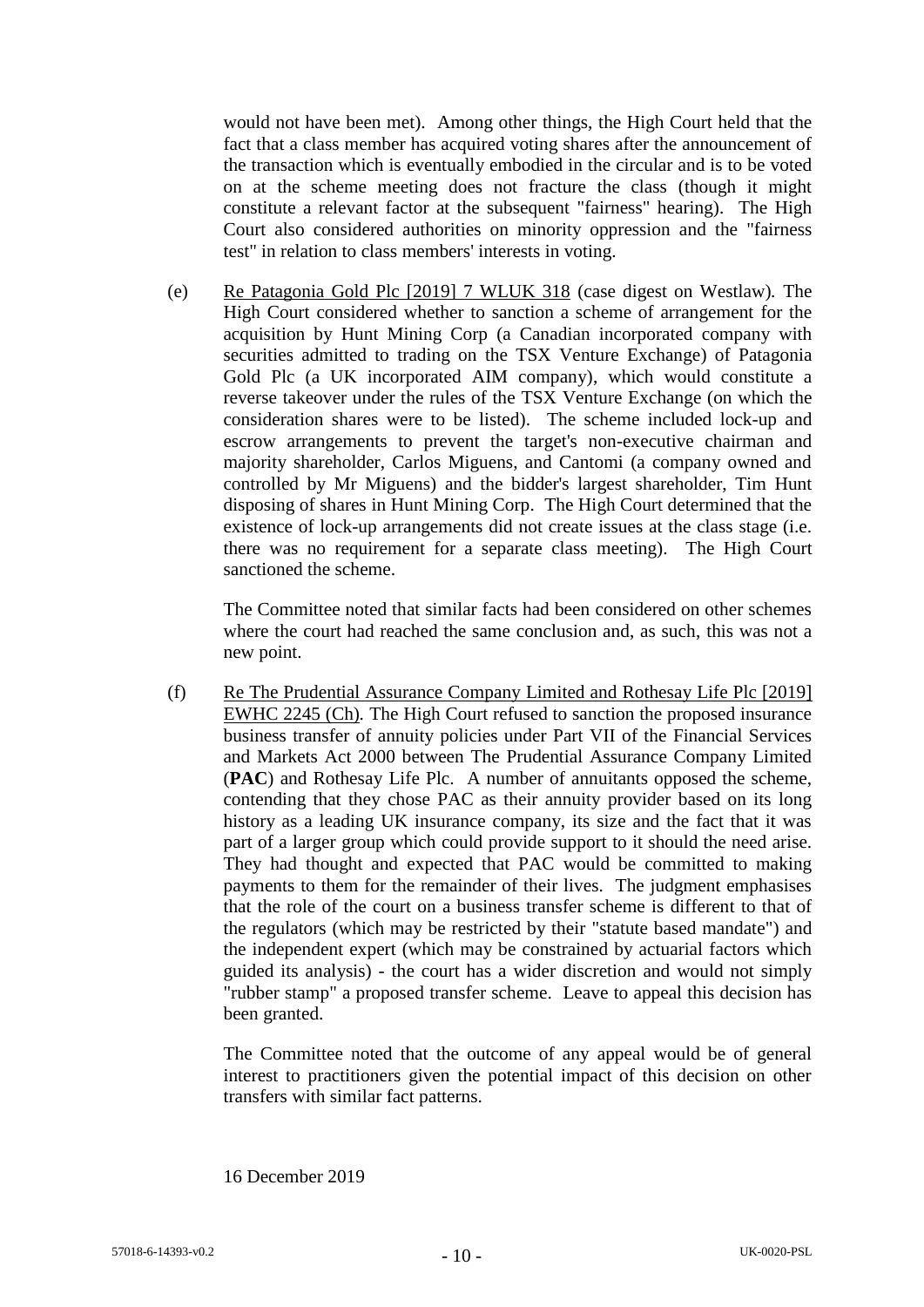would not have been met). Among other things, the High Court held that the fact that a class member has acquired voting shares after the announcement of the transaction which is eventually embodied in the circular and is to be voted on at the scheme meeting does not fracture the class (though it might constitute a relevant factor at the subsequent "fairness" hearing). The High Court also considered authorities on minority oppression and the "fairness test" in relation to class members' interests in voting.

(e) Re Patagonia Gold Plc [2019] 7 WLUK 318 (case digest on Westlaw). The High Court considered whether to sanction a scheme of arrangement for the acquisition by Hunt Mining Corp (a Canadian incorporated company with securities admitted to trading on the TSX Venture Exchange) of Patagonia Gold Plc (a UK incorporated AIM company), which would constitute a reverse takeover under the rules of the TSX Venture Exchange (on which the consideration shares were to be listed). The scheme included lock-up and escrow arrangements to prevent the target's non-executive chairman and majority shareholder, Carlos Miguens, and Cantomi (a company owned and controlled by Mr Miguens) and the bidder's largest shareholder, Tim Hunt disposing of shares in Hunt Mining Corp. The High Court determined that the existence of lock-up arrangements did not create issues at the class stage (i.e. there was no requirement for a separate class meeting). The High Court sanctioned the scheme.

The Committee noted that similar facts had been considered on other schemes where the court had reached the same conclusion and, as such, this was not a new point.

(f) Re The Prudential Assurance Company Limited and Rothesay Life Plc [2019] EWHC 2245 (Ch). The High Court refused to sanction the proposed insurance business transfer of annuity policies under Part VII of the Financial Services and Markets Act 2000 between The Prudential Assurance Company Limited (**PAC**) and Rothesay Life Plc. A number of annuitants opposed the scheme, contending that they chose PAC as their annuity provider based on its long history as a leading UK insurance company, its size and the fact that it was part of a larger group which could provide support to it should the need arise. They had thought and expected that PAC would be committed to making payments to them for the remainder of their lives. The judgment emphasises that the role of the court on a business transfer scheme is different to that of the regulators (which may be restricted by their "statute based mandate") and the independent expert (which may be constrained by actuarial factors which guided its analysis) - the court has a wider discretion and would not simply "rubber stamp" a proposed transfer scheme. Leave to appeal this decision has been granted.

The Committee noted that the outcome of any appeal would be of general interest to practitioners given the potential impact of this decision on other transfers with similar fact patterns.

16 December 2019